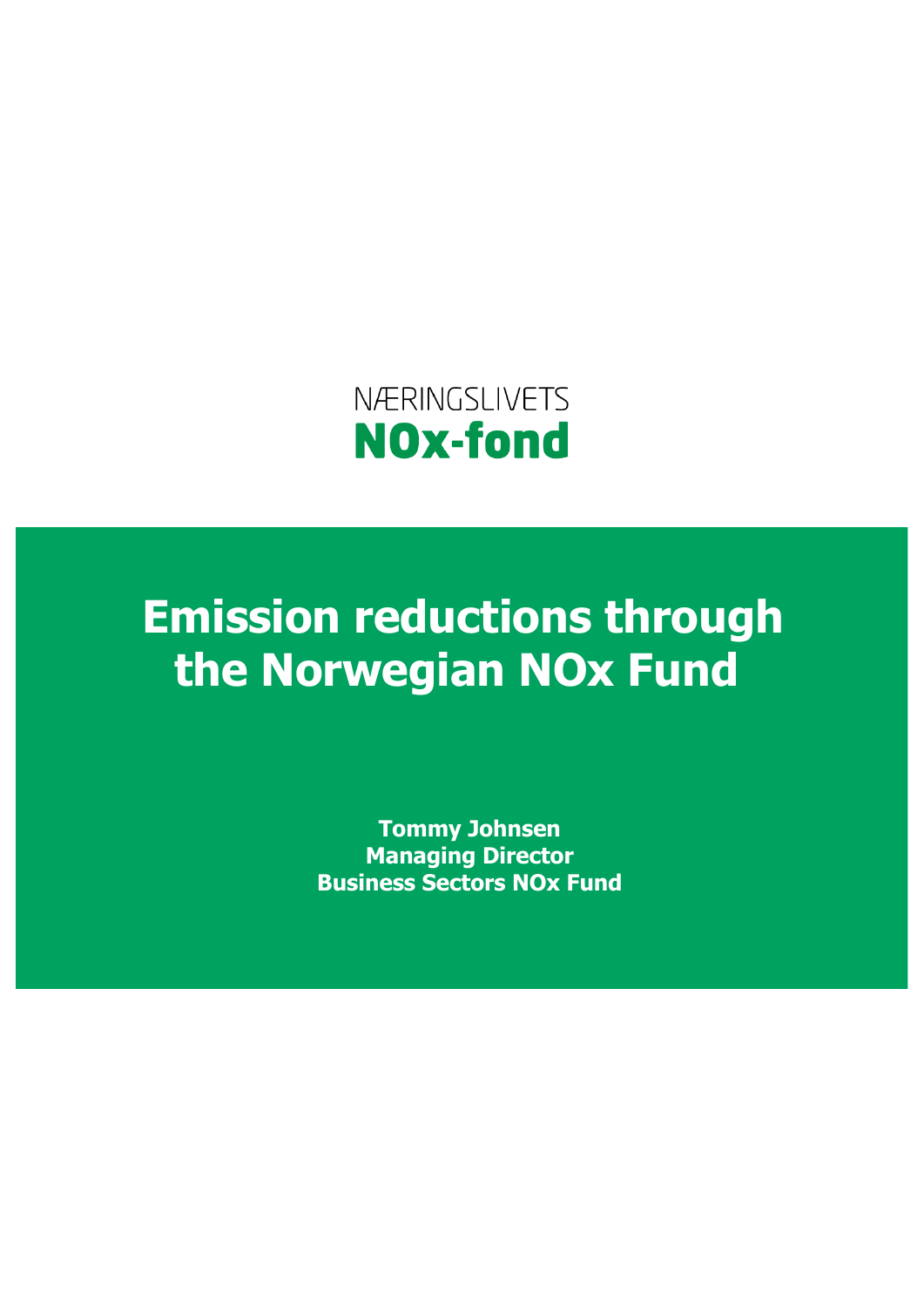NÆRINGSLIVETS

**NOx-fond**

# Emission reductions through the Norwegian NOx Fund

**Tommy Johnsen**
**Managing Director**
**Business Sectors NOx Fund**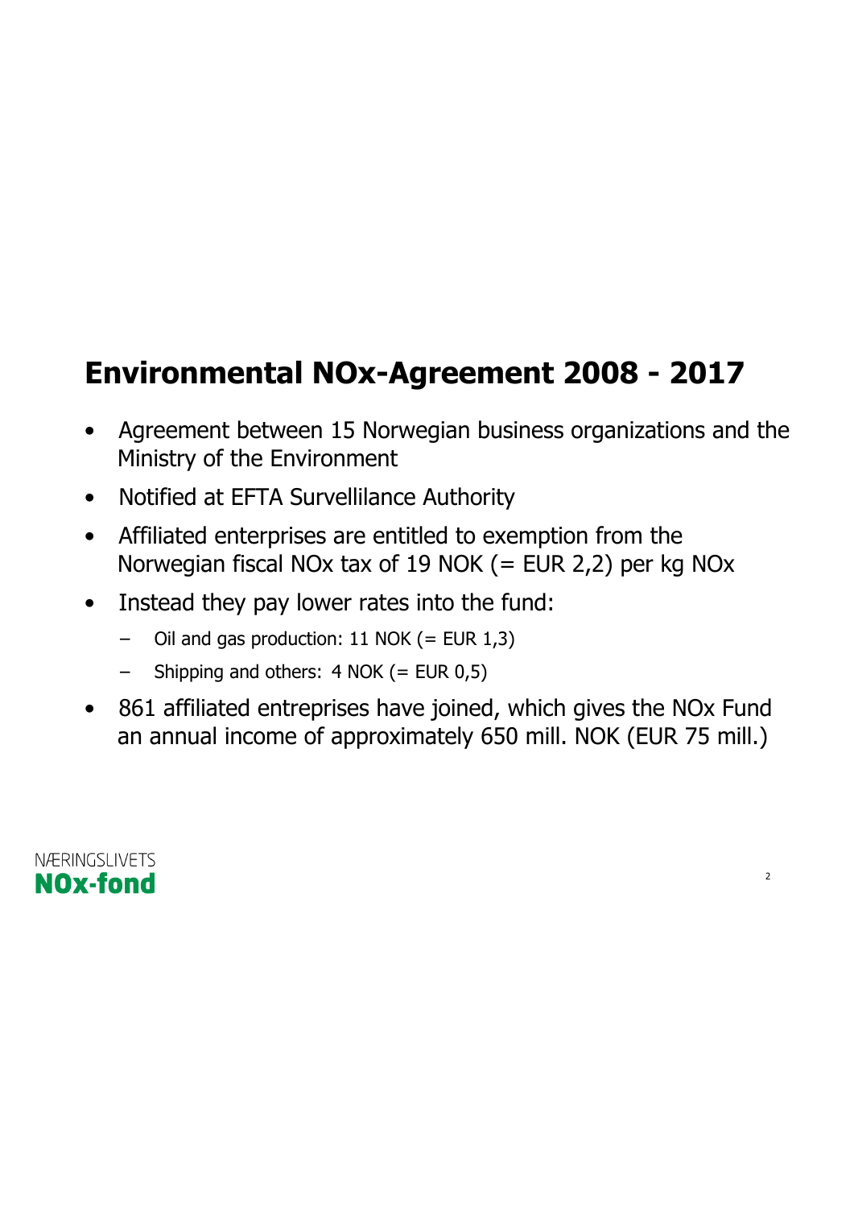# Environmental NOx-Agreement 2008 - 2017

- Agreement between 15 Norwegian business organizations and the Ministry of the Environment
- Notified at EFTA Survellilance Authority
- Affiliated enterprises are entitled to exemption from the Norwegian fiscal NOx tax of 19 NOK (= EUR 2,2) per kg NOx
- Instead they pay lower rates into the fund:
  - Oil and gas production: 11 NOK (= EUR 1,3)
  - Shipping and others: 4 NOK (= EUR 0,5)
- 861 affiliated entreprises have joined, which gives the NOx Fund an annual income of approximately 650 mill. NOK (EUR 75 mill.)

NÆRINGSLIVETS
**NOx-fond**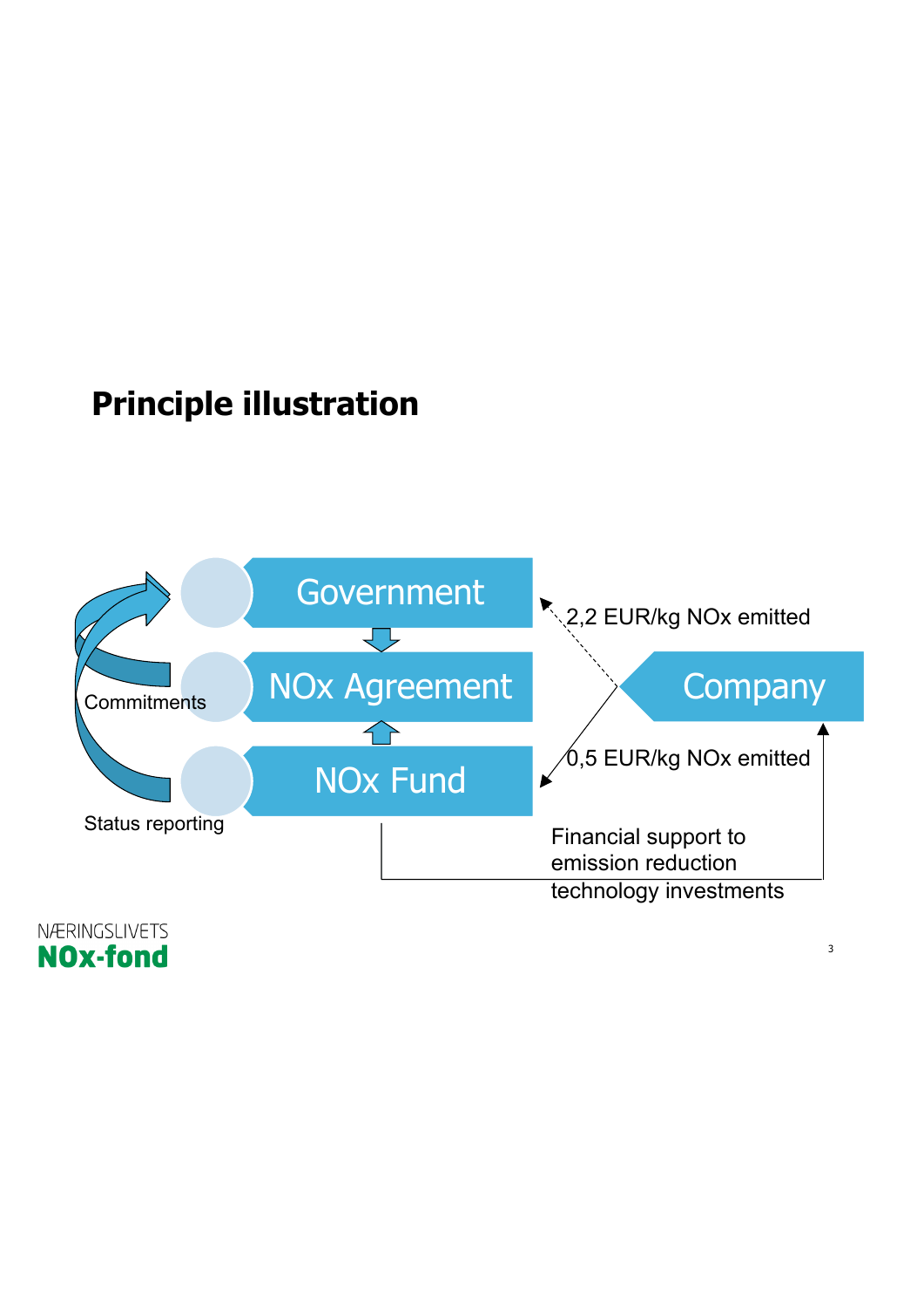# Principle illustration

Government

NOx Agreement

NOx Fund

Company

Commitments

Status reporting

2,2 EUR/kg NOx emitted

0,5 EUR/kg NOx emitted

Financial support to emission reduction technology investments

NÆRINGSLIVETS **NOx-fond**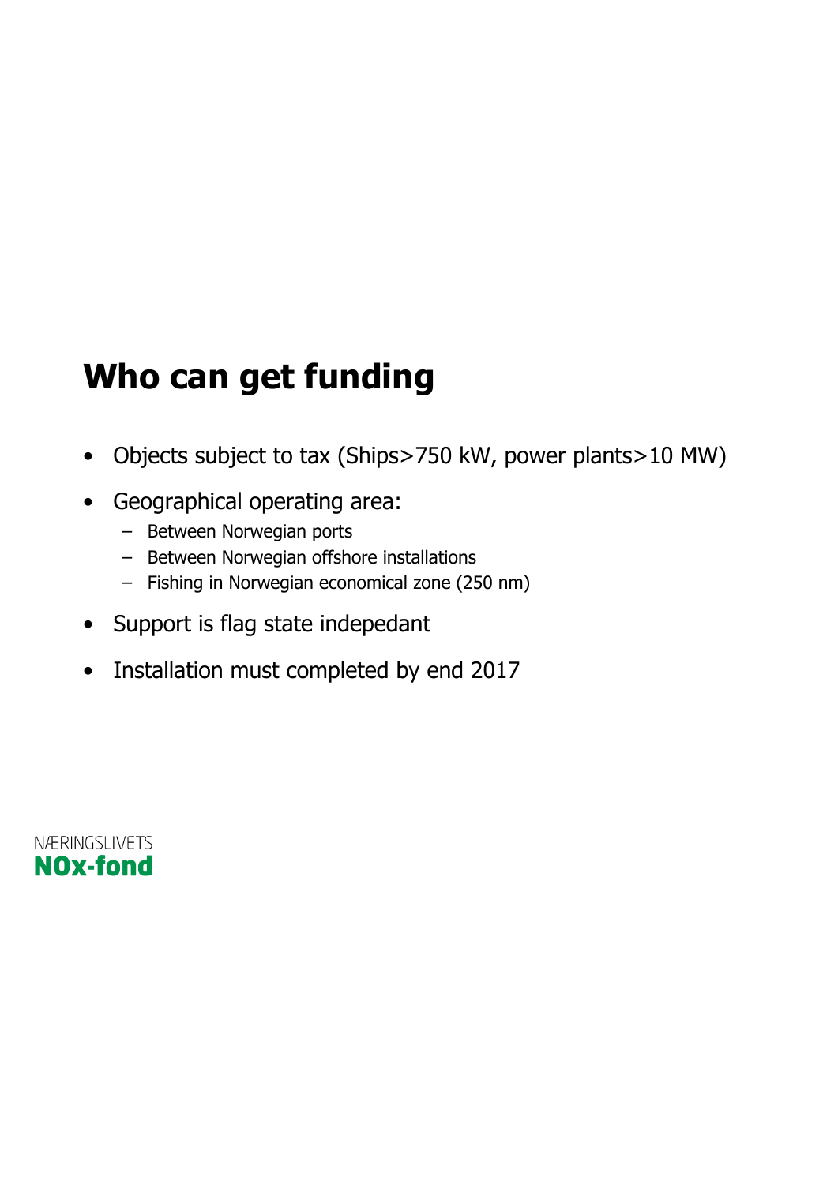# Who can get funding

- Objects subject to tax (Ships>750 kW, power plants>10 MW)
- Geographical operating area:
  - Between Norwegian ports
  - Between Norwegian offshore installations
  - Fishing in Norwegian economical zone (250 nm)
- Support is flag state indepedant
- Installation must completed by end 2017

NÆRINGSLIVETS
**NOx-fond**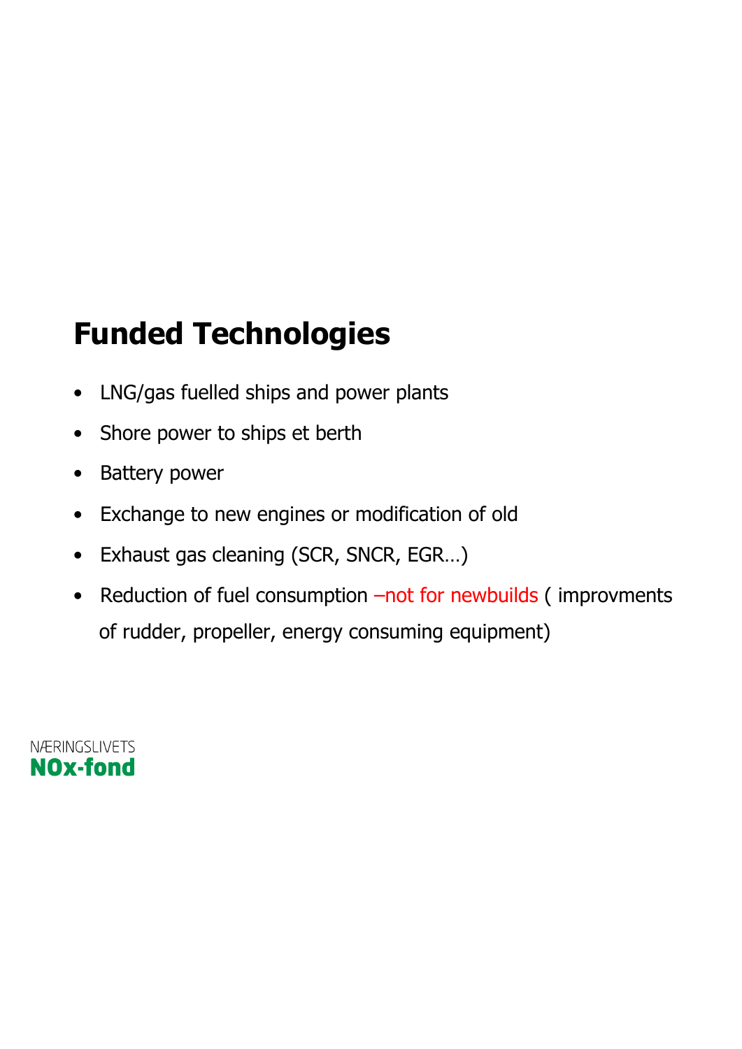# Funded Technologies

- LNG/gas fuelled ships and power plants
- Shore power to ships et berth
- Battery power
- Exchange to new engines or modification of old
- Exhaust gas cleaning (SCR, SNCR, EGR…)
- Reduction of fuel consumption –not for newbuilds ( improvments of rudder, propeller, energy consuming equipment)

NÆRINGSLIVETS
**NOx-fond**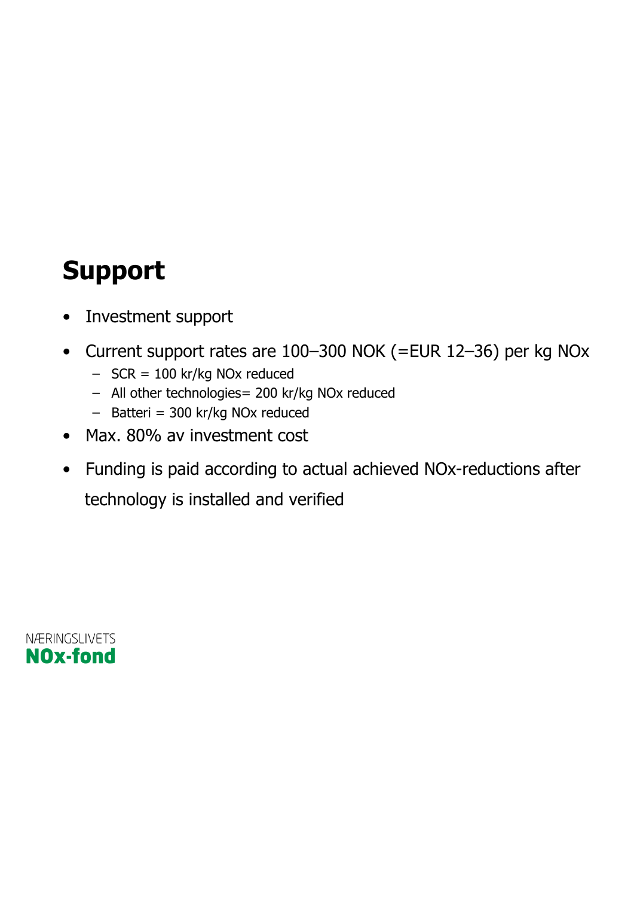## Support

- Investment support
- Current support rates are 100–300 NOK (=EUR 12–36) per kg NOx
  - SCR = 100 kr/kg NOx reduced
  - All other technologies= 200 kr/kg NOx reduced
  - Batteri = 300 kr/kg NOx reduced
- Max. 80% av investment cost
- Funding is paid according to actual achieved NOx-reductions after technology is installed and verified

NÆRINGSLIVETS
**NOx-fond**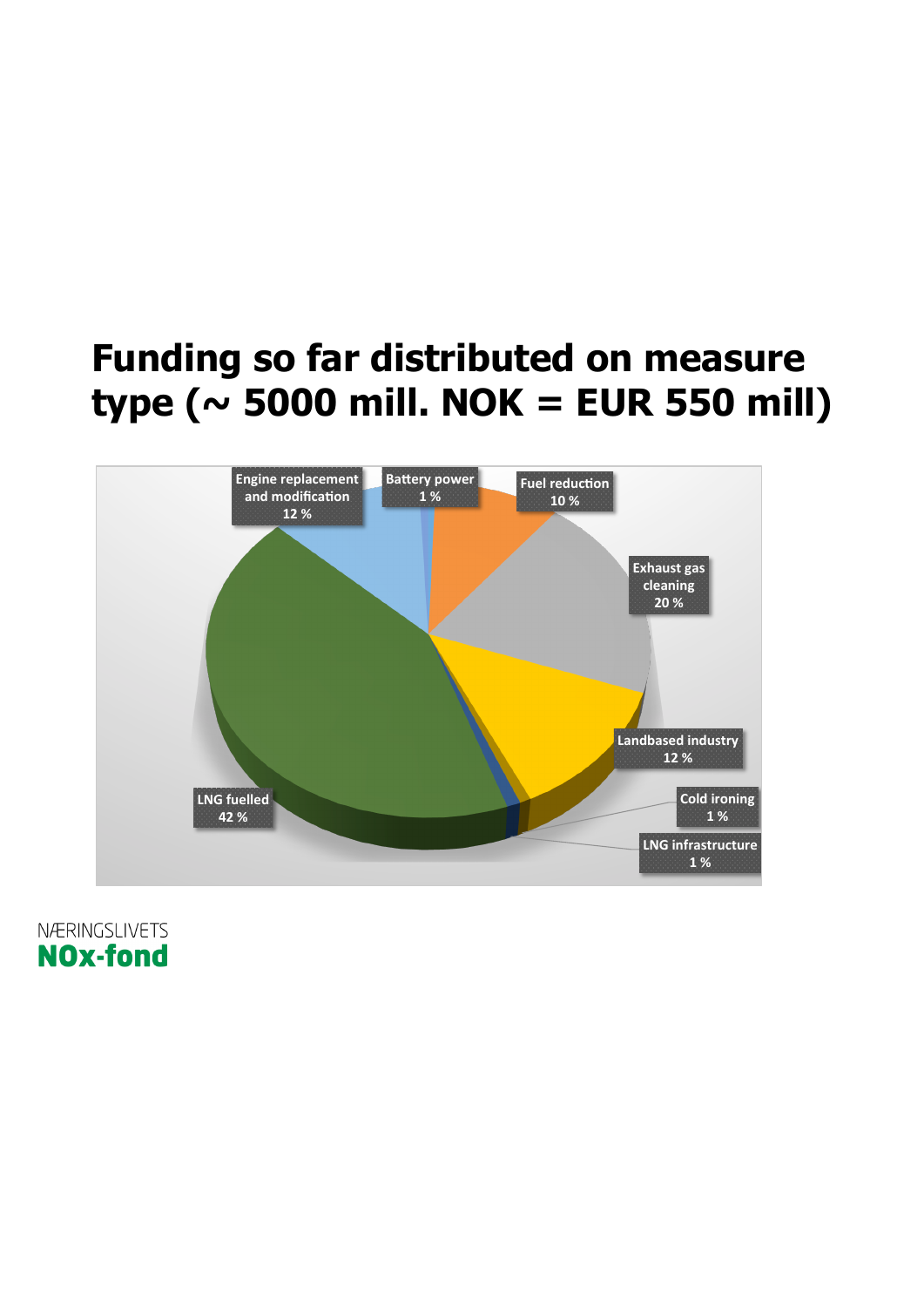# Funding so far distributed on measure type (~ 5000 mill. NOK = EUR 550 mill)

| Measure type | Share |
|---|---|
| Engine replacement and modification | 12 % |
| Battery power | 1 % |
| Fuel reduction | 10 % |
| Exhaust gas cleaning | 20 % |
| Landbased industry | 12 % |
| Cold ironing | 1 % |
| LNG infrastructure | 1 % |
| LNG fuelled | 42 % |

NÆRINGSLIVETS
**NOx-fond**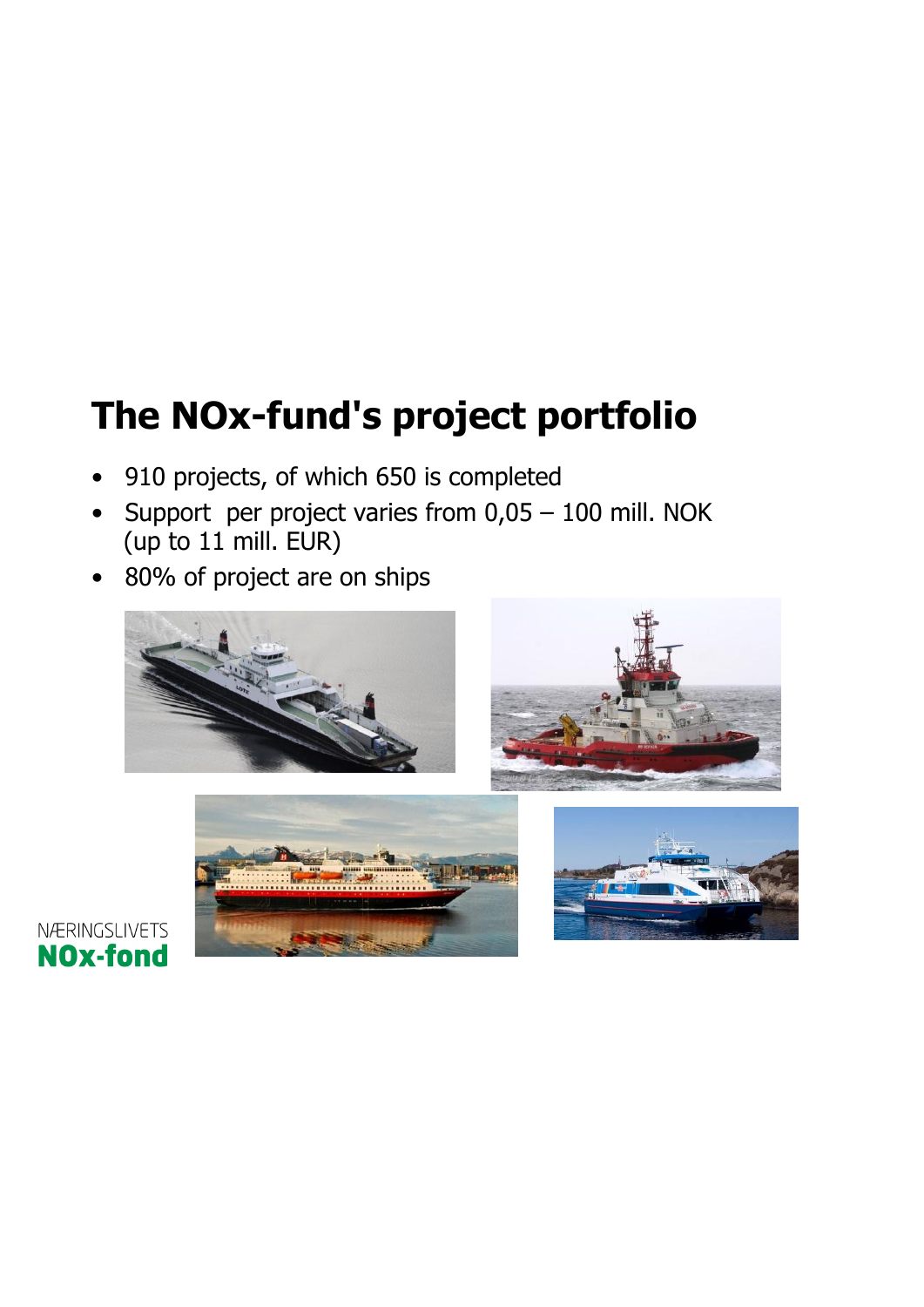# The NOx-fund's project portfolio

- 910 projects, of which 650 is completed
- Support per project varies from 0,05 – 100 mill. NOK (up to 11 mill. EUR)
- 80% of project are on ships

NÆRINGSLIVETS **NOx-fond**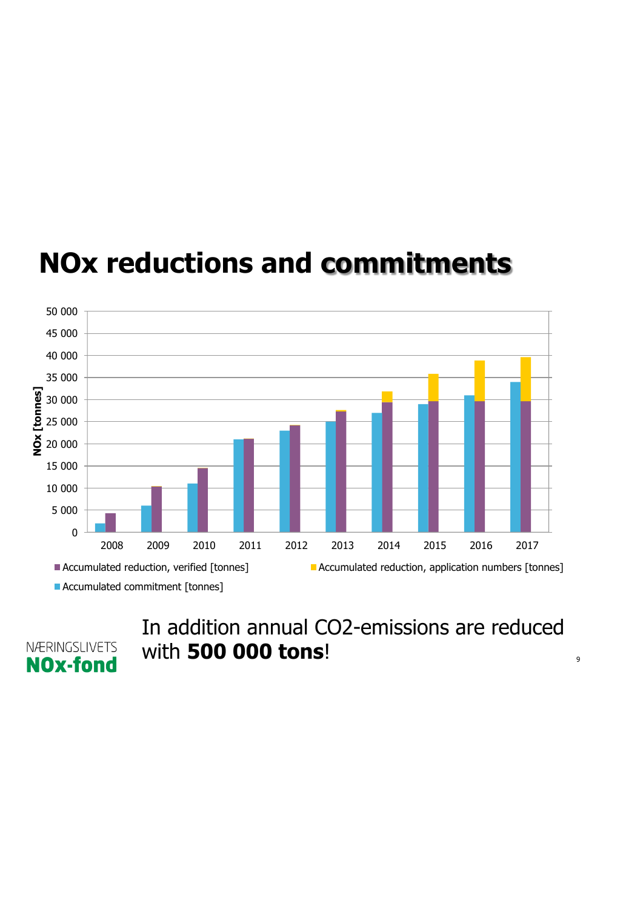# NOx reductions and commitments

In addition annual $CO_2$-emissions are reduced with **500 000 tons**!

NÆRINGSLIVETS **NOx-fond**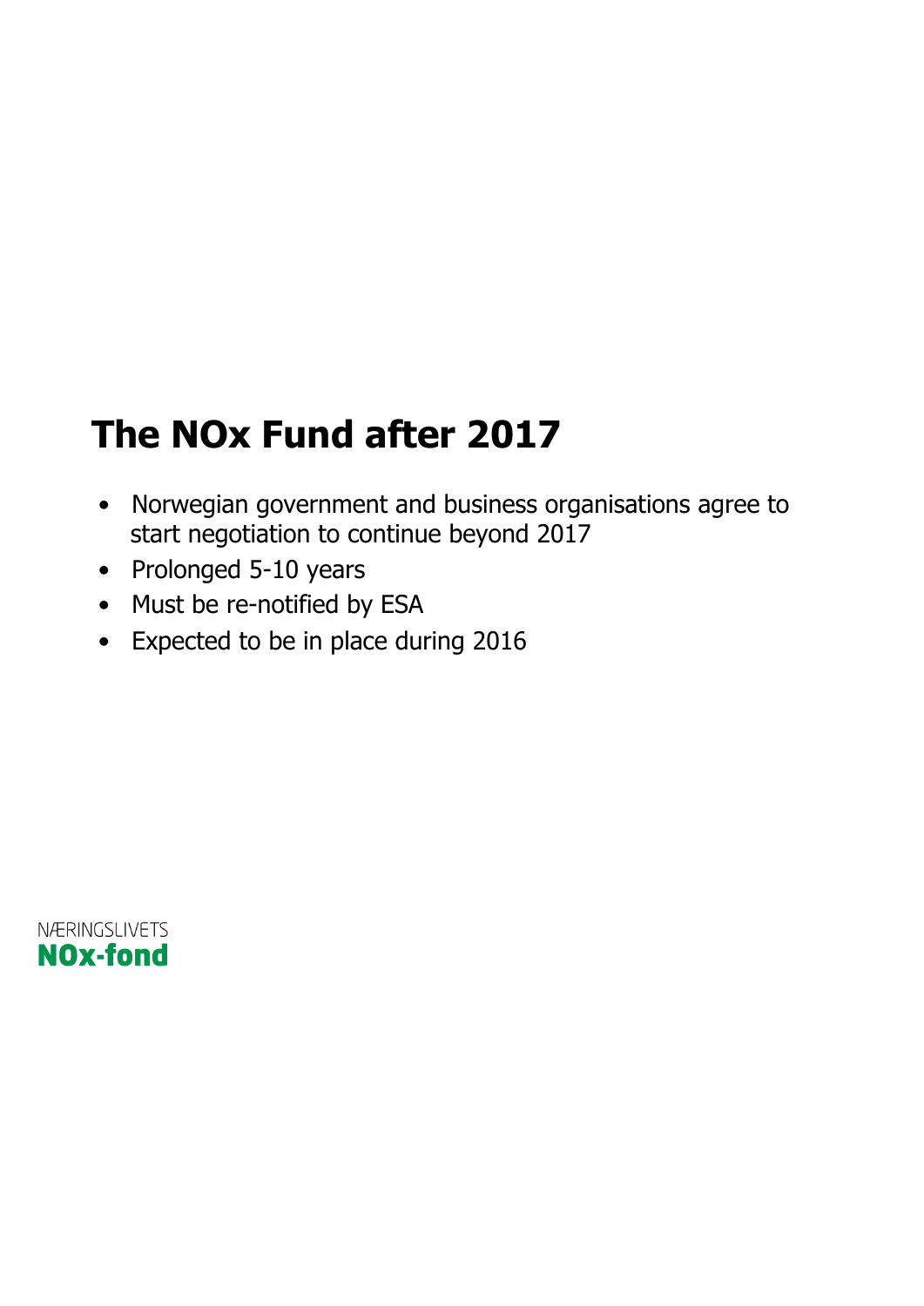# The NOx Fund after 2017

- Norwegian government and business organisations agree to start negotiation to continue beyond 2017
- Prolonged 5-10 years
- Must be re-notified by ESA
- Expected to be in place during 2016

NÆRINGSLIVETS
**NOx-fond**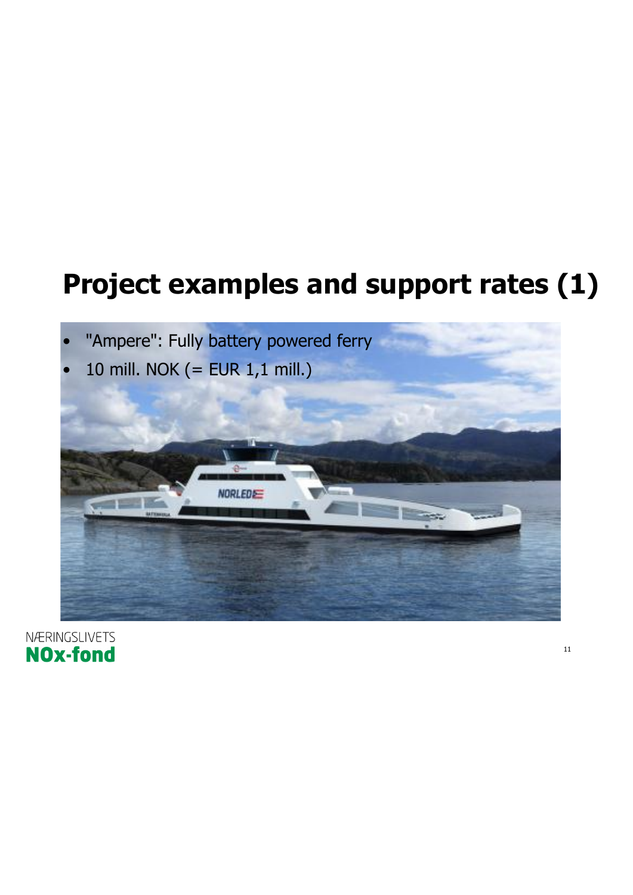# Project examples and support rates (1)

- "Ampere": Fully battery powered ferry
- 10 mill. NOK (= EUR 1,1 mill.)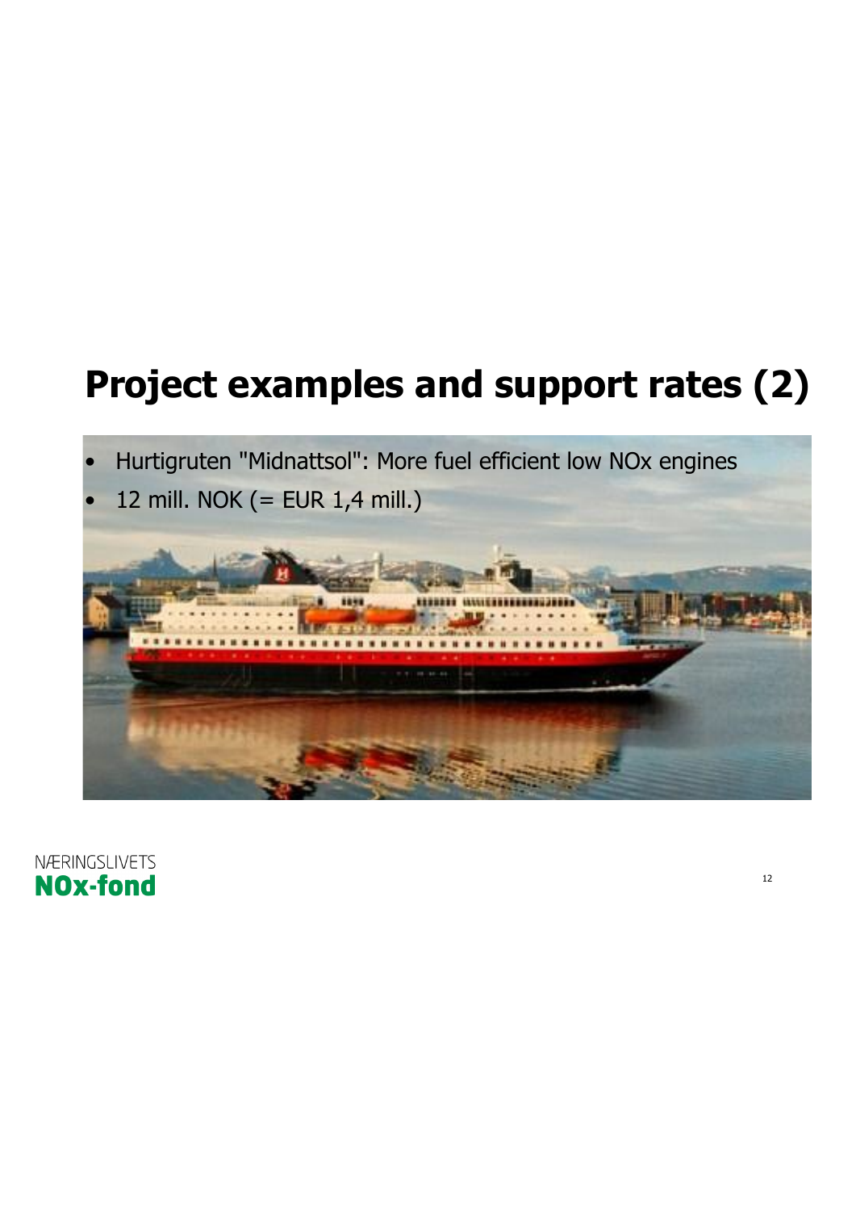# Project examples and support rates (2)

- Hurtigruten "Midnattsol": More fuel efficient low NOx engines
- 12 mill. NOK (= EUR 1,4 mill.)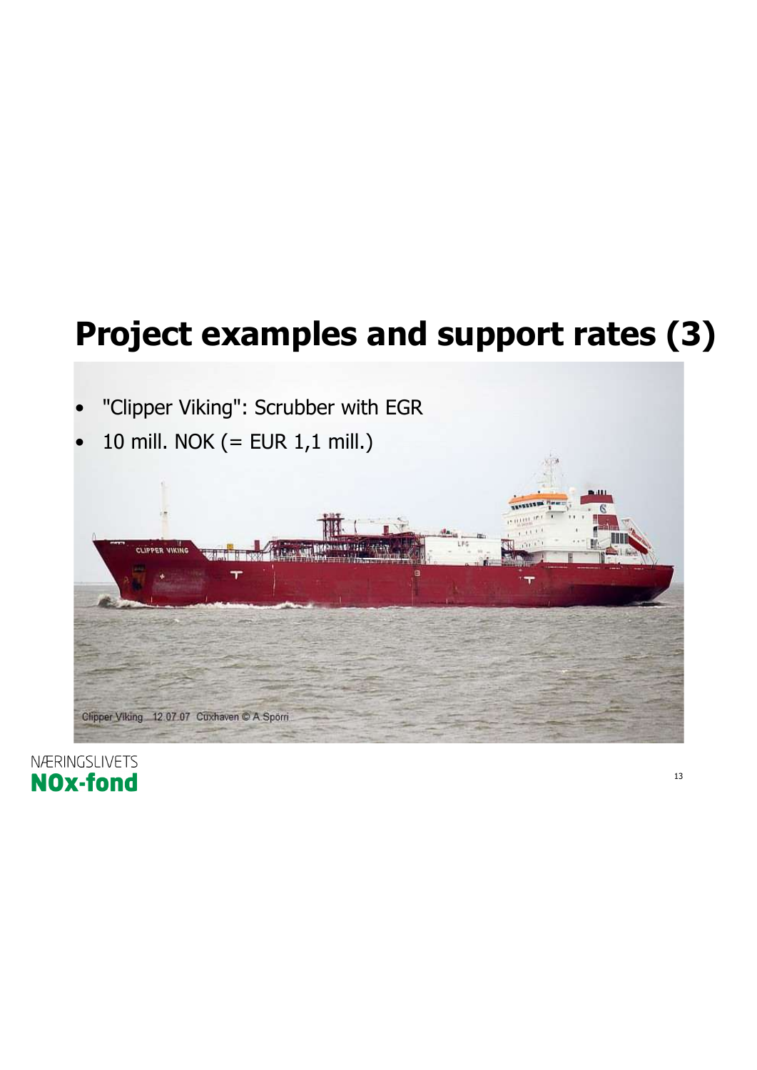# Project examples and support rates (3)

- "Clipper Viking": Scrubber with EGR
- 10 mill. NOK (= EUR 1,1 mill.)

Clipper Viking 12 07 07 Cuxhaven © A.Spörri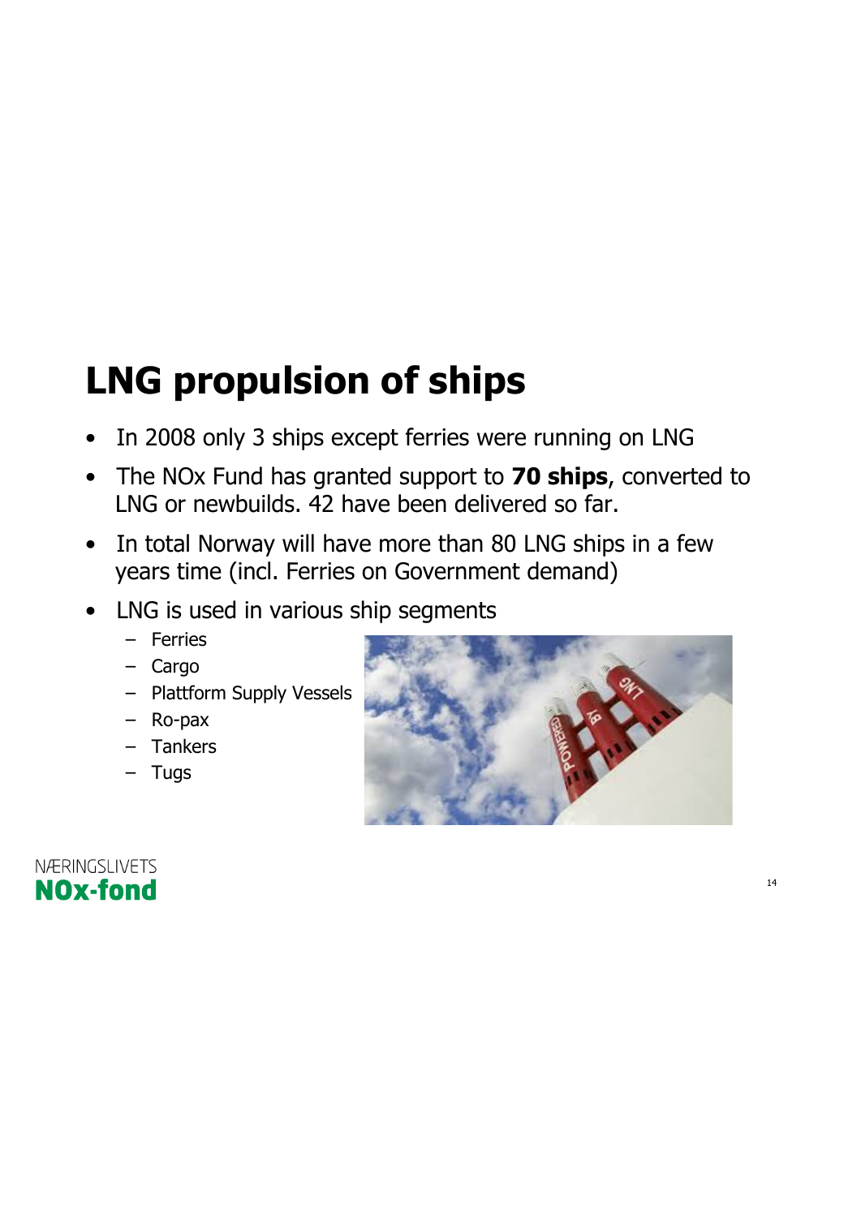# LNG propulsion of ships

- In 2008 only 3 ships except ferries were running on LNG
- The NOx Fund has granted support to **70 ships**, converted to LNG or newbuilds. 42 have been delivered so far.
- In total Norway will have more than 80 LNG ships in a few years time (incl. Ferries on Government demand)
- LNG is used in various ship segments
  - Ferries
  - Cargo
  - Plattform Supply Vessels
  - Ro-pax
  - Tankers
  - Tugs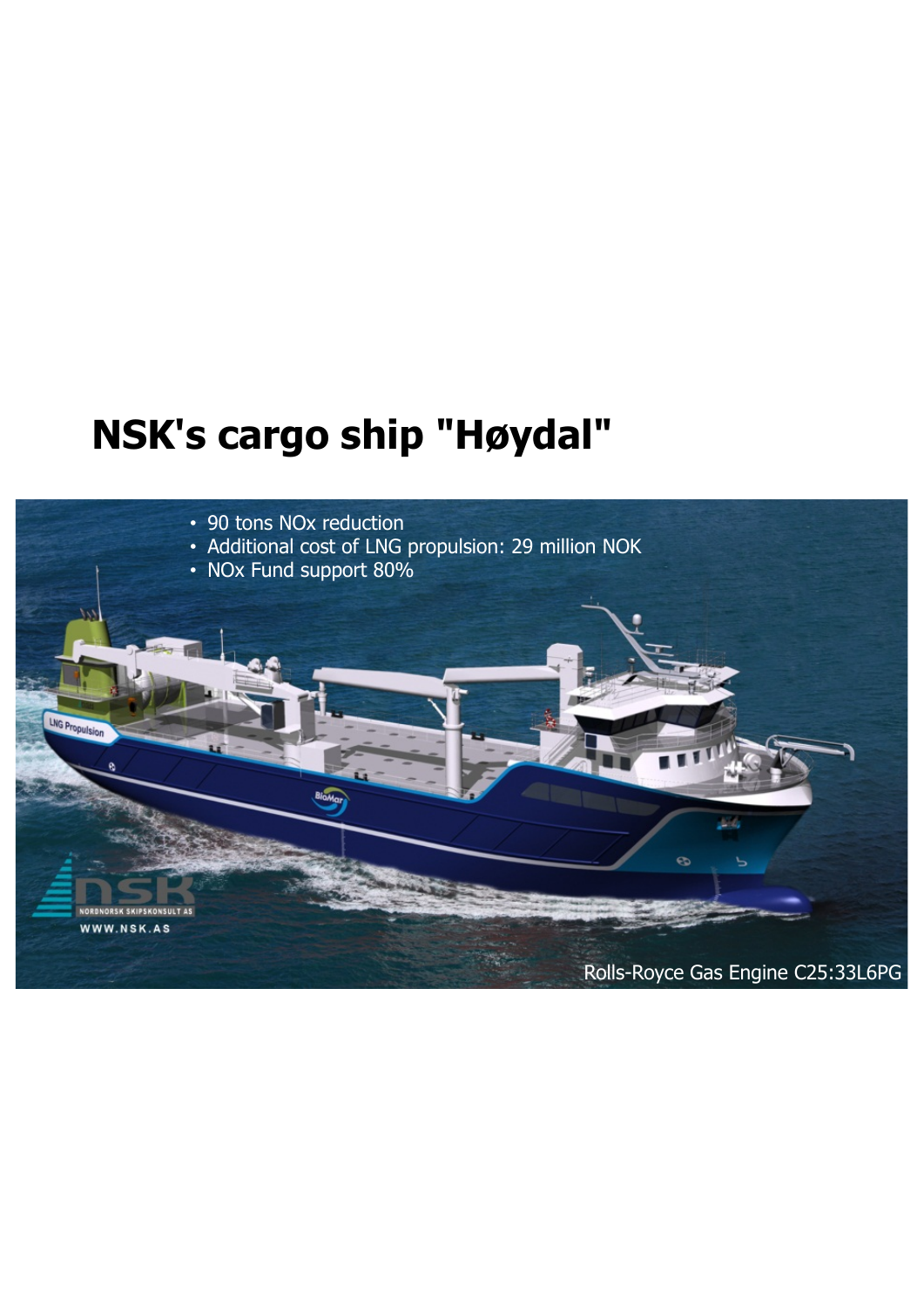# NSK's cargo ship "Høydal"

- 90 tons NOx reduction
- Additional cost of LNG propulsion: 29 million NOK
- NOx Fund support 80%

Rolls-Royce Gas Engine C25:33L6PG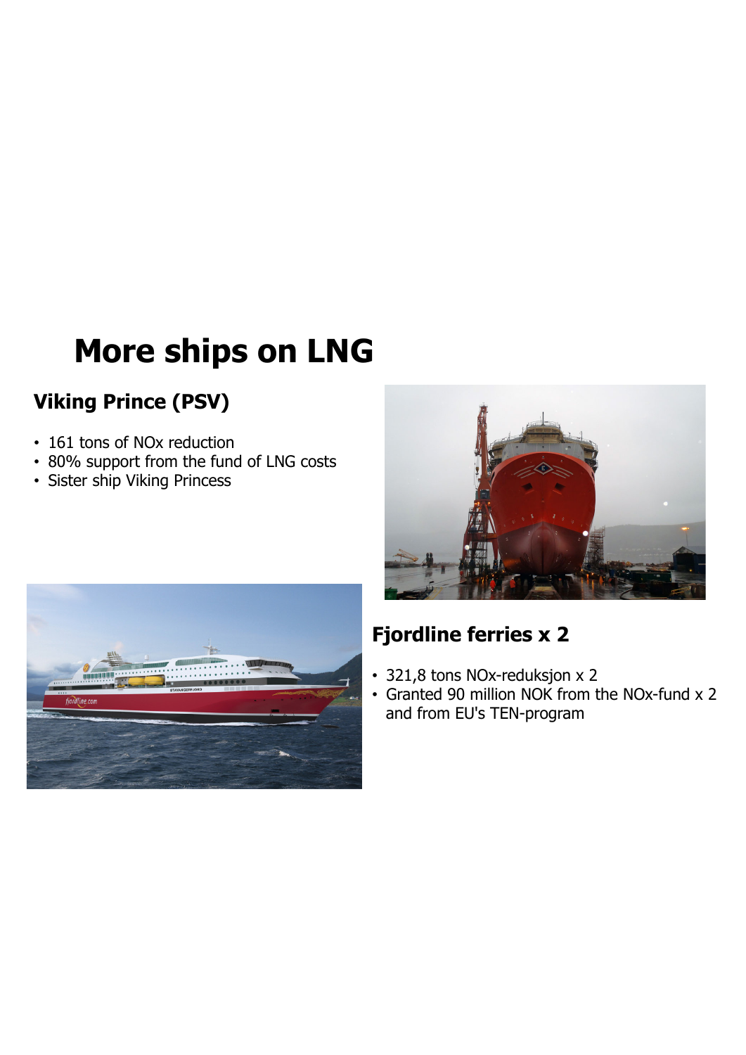# More ships on LNG

## Viking Prince (PSV)

- 161 tons of NOx reduction
- 80% support from the fund of LNG costs
- Sister ship Viking Princess

## Fjordline ferries x 2

- 321,8 tons NOx-reduksjon x 2
- Granted 90 million NOK from the NOx-fund x 2 and from EU's TEN-program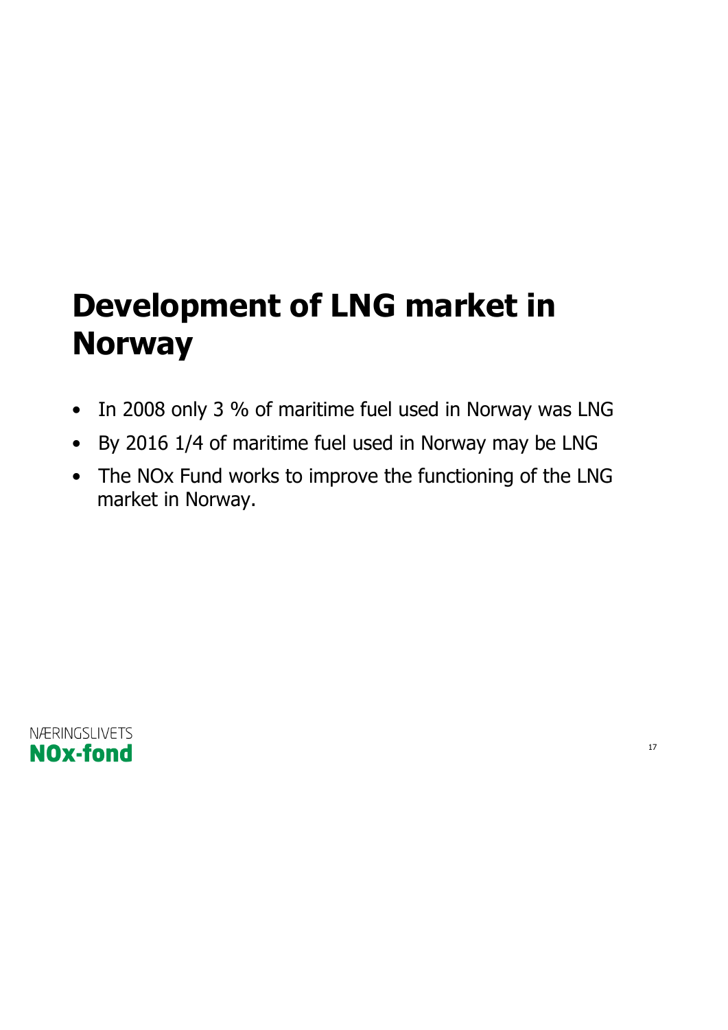# Development of LNG market in Norway

- In 2008 only 3 % of maritime fuel used in Norway was LNG
- By 2016 1/4 of maritime fuel used in Norway may be LNG
- The NOx Fund works to improve the functioning of the LNG market in Norway.

NÆRINGSLIVETS
**NOx-fond**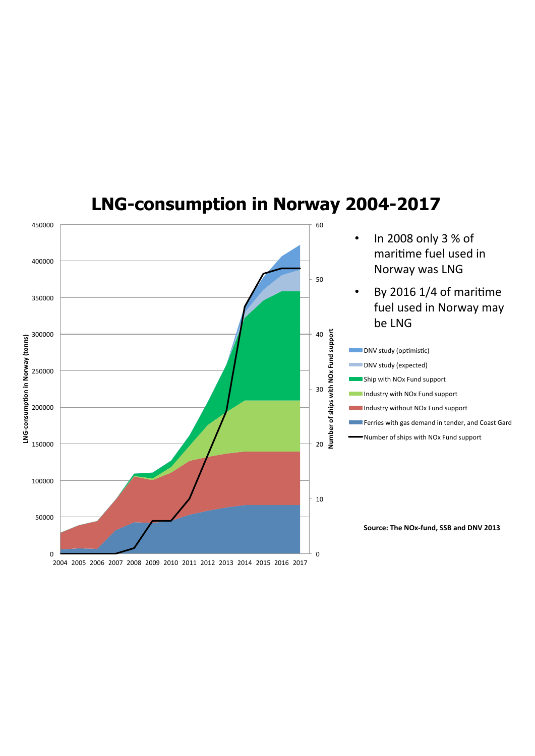# LNG-consumption in Norway 2004-2017

- In 2008 only 3 % of maritime fuel used in Norway was LNG
- By 2016 1/4 of maritime fuel used in Norway may be LNG

Legend:
- DNV study (optimistic)
- DNV study (expected)
- Ship with NOx Fund support
- Industry with NOx Fund support
- Industry without NOx Fund support
- Ferries with gas demand in tender, and Coast Gard
- Number of ships with NOx Fund support

Left axis: LNG-consumption in Norway (tonns)

Right axis: Number of ships with NOx Fund support

**Source: The NOx-fund, SSB and DNV 2013**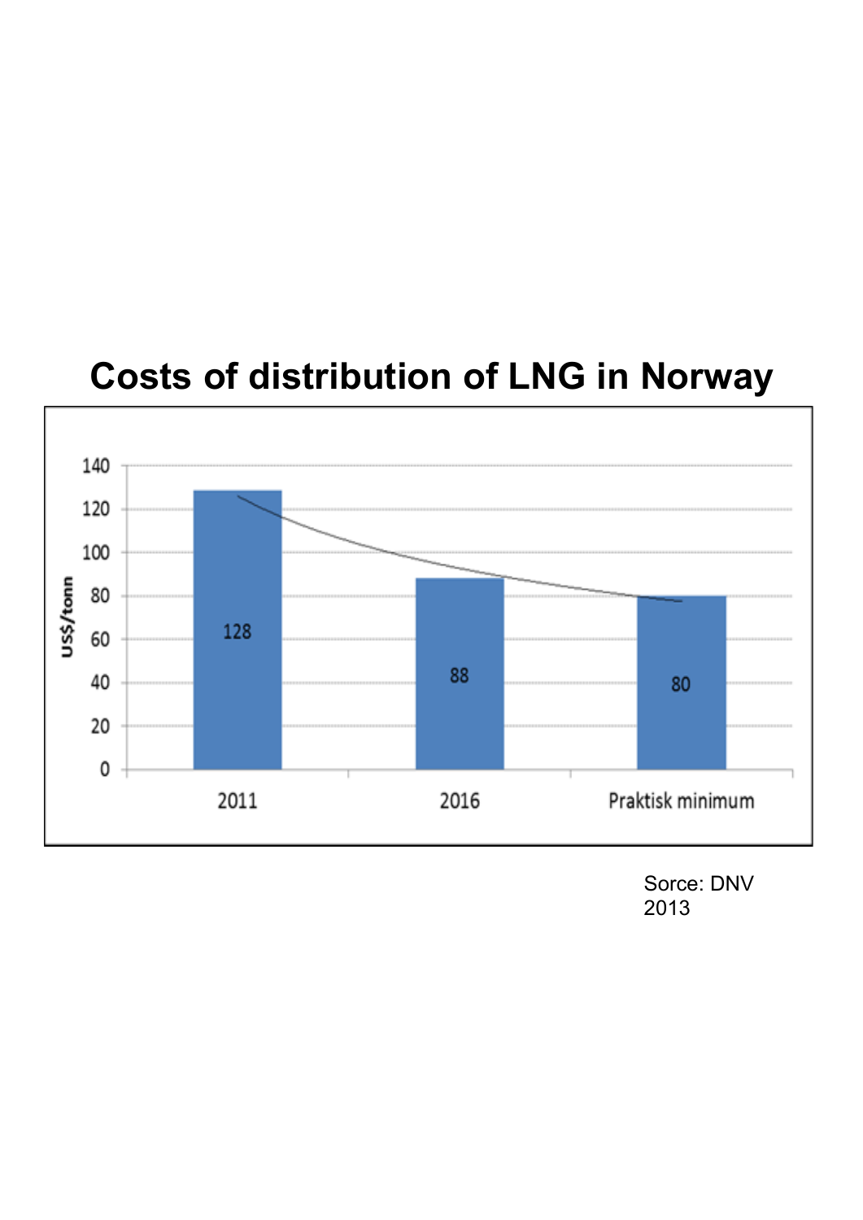# Costs of distribution of LNG in Norway

| | US$/tonn |
|---|---|
| 2011 | 128 |
| 2016 | 88 |
| Praktisk minimum | 80 |

Sorce: DNV 2013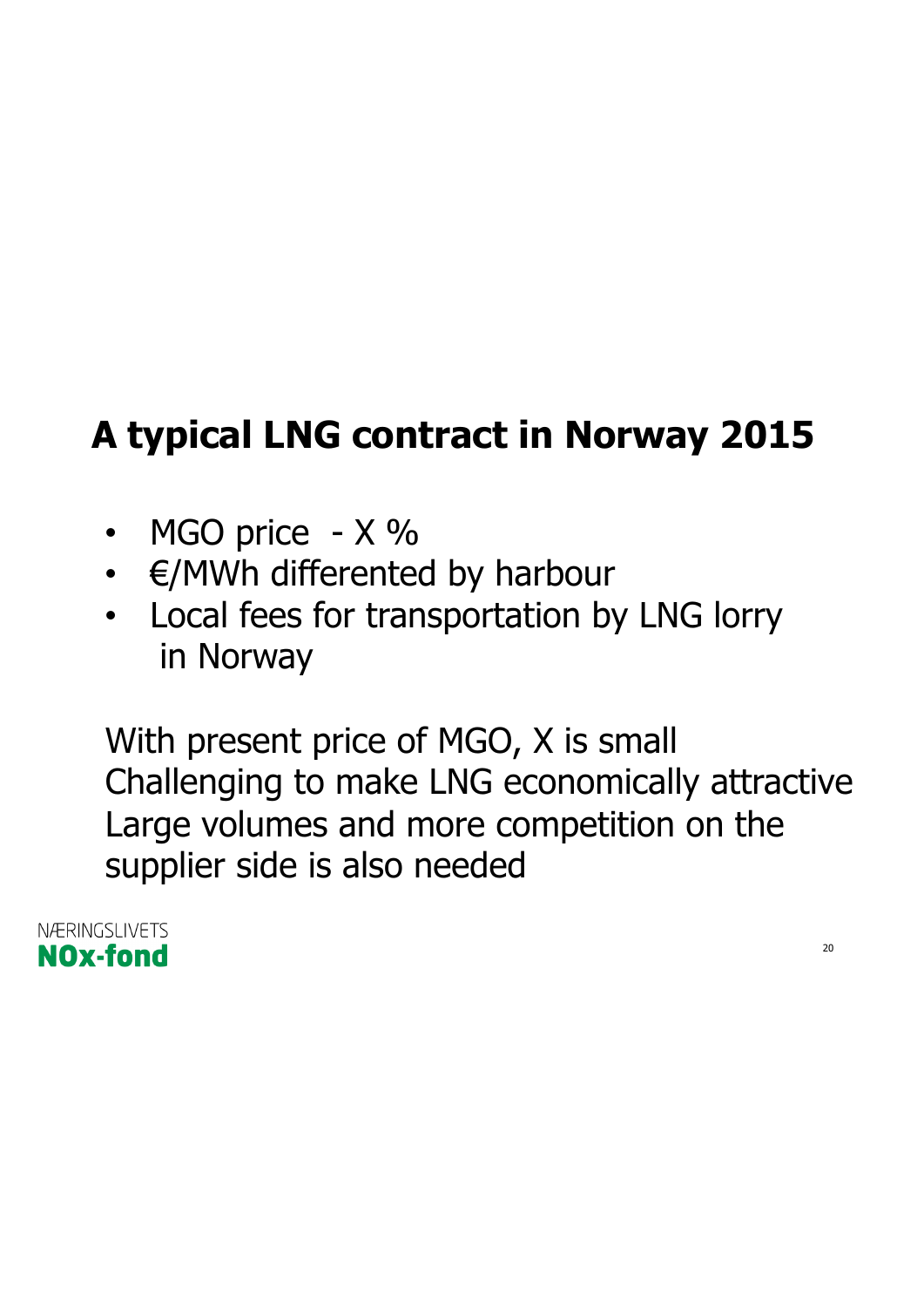# A typical LNG contract in Norway 2015

- MGO price - X %
- €/MWh differented by harbour
- Local fees for transportation by LNG lorry in Norway

With present price of MGO, X is small
Challenging to make LNG economically attractive
Large volumes and more competition on the supplier side is also needed

NÆRINGSLIVETS
**NOx-fond**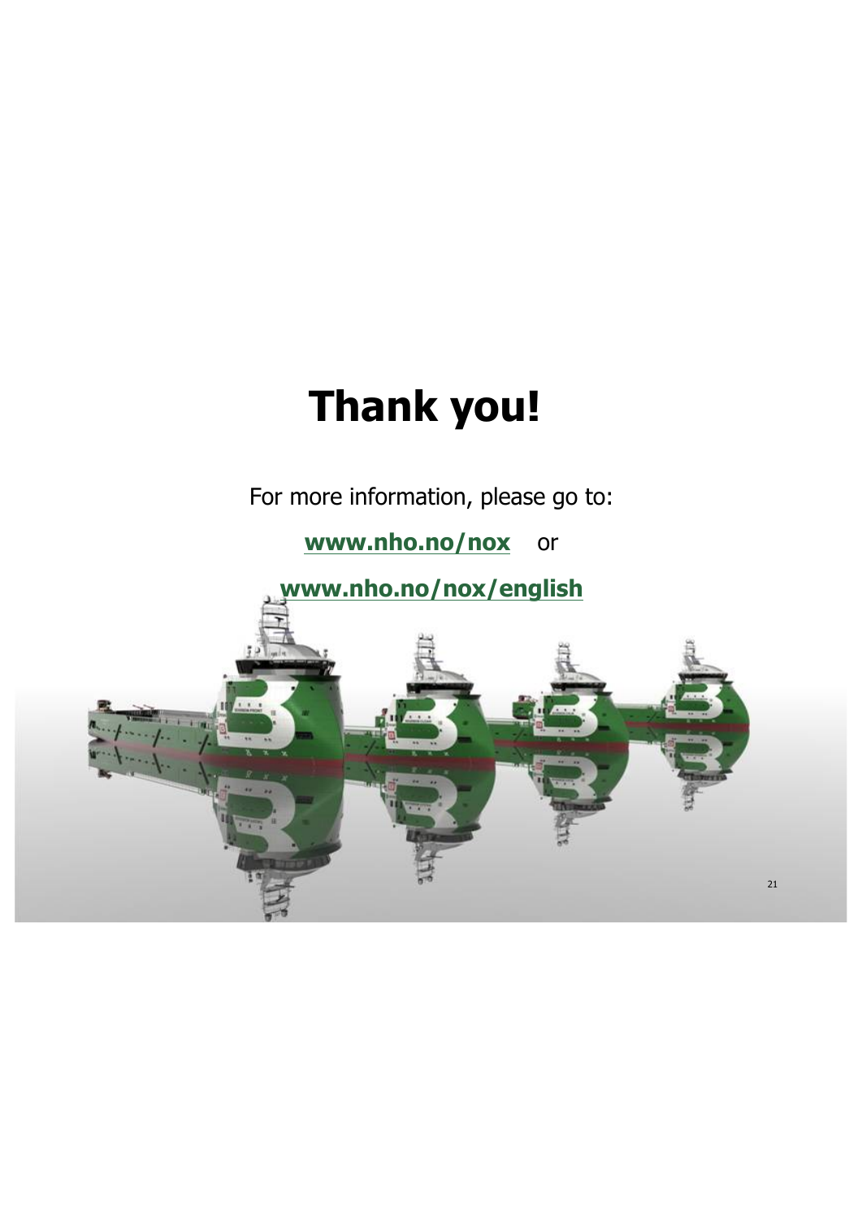# Thank you!

For more information, please go to:

**www.nho.no/nox** or

**www.nho.no/nox/english**